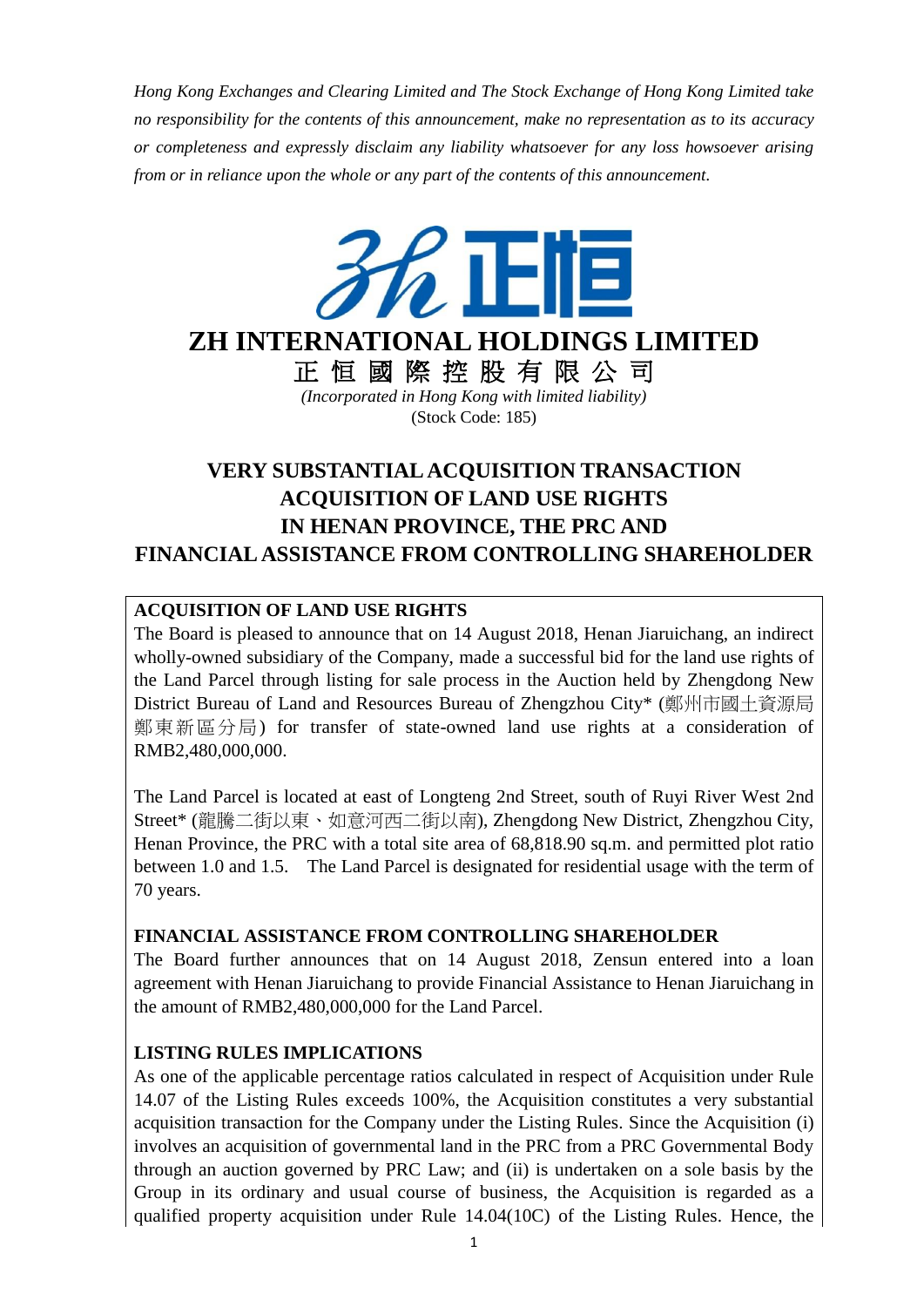*Hong Kong Exchanges and Clearing Limited and The Stock Exchange of Hong Kong Limited take no responsibility for the contents of this announcement, make no representation as to its accuracy or completeness and expressly disclaim any liability whatsoever for any loss howsoever arising from or in reliance upon the whole or any part of the contents of this announcement.*

# ZH INTERNATIONAL HOLDINGS LIMITED

# 正 恒 國 際 控 股 有 限 公 司

*(Incorporated in Hong Kong with limited liability)*

(Stock Code: 185)

## VERY SUBSTANTIAL ACQUISITION TRANSACTION ACQUISITION OF LAND USE RIGHTS IN HENAN PROVINCE, THE PRC AND FINANCIAL ASSISTANCE FROM CONTROLLING SHAREHOLDER

**ACQUISITION OF LAND USE RIGHTS**

The Board is pleased to announce that on 14 August 2018, Henan Jiaruichang, an indirect wholly-owned subsidiary of the Company, made a successful bid for the land use rights of the Land Parcel through listing for sale process in the Auction held by Zhengdong New District Bureau of Land and Resources Bureau of Zhengzhou City* (鄭州市國土資源局鄭東新區分局) for transfer of state-owned land use rights at a consideration of RMB2,480,000,000.

The Land Parcel is located at east of Longteng 2nd Street, south of Ruyi River West 2nd Street* (龍騰二街以東、如意河西二街以南), Zhengdong New District, Zhengzhou City, Henan Province, the PRC with a total site area of 68,818.90 sq.m. and permitted plot ratio between 1.0 and 1.5. The Land Parcel is designated for residential usage with the term of 70 years.

**FINANCIAL ASSISTANCE FROM CONTROLLING SHAREHOLDER**

The Board further announces that on 14 August 2018, Zensun entered into a loan agreement with Henan Jiaruichang to provide Financial Assistance to Henan Jiaruichang in the amount of RMB2,480,000,000 for the Land Parcel.

**LISTING RULES IMPLICATIONS**

As one of the applicable percentage ratios calculated in respect of Acquisition under Rule 14.07 of the Listing Rules exceeds 100%, the Acquisition constitutes a very substantial acquisition transaction for the Company under the Listing Rules. Since the Acquisition (i) involves an acquisition of governmental land in the PRC from a PRC Governmental Body through an auction governed by PRC Law; and (ii) is undertaken on a sole basis by the Group in its ordinary and usual course of business, the Acquisition is regarded as a qualified property acquisition under Rule 14.04(10C) of the Listing Rules. Hence, the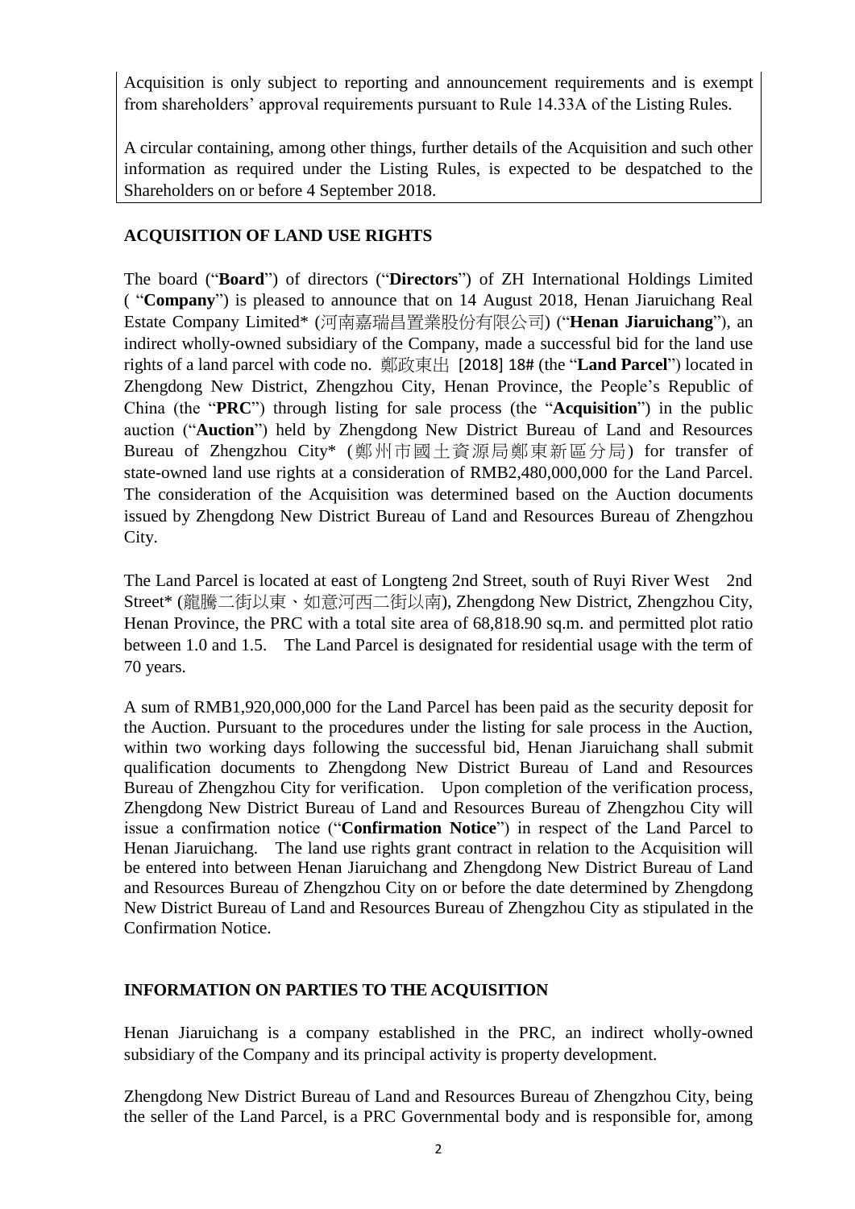Acquisition is only subject to reporting and announcement requirements and is exempt from shareholders' approval requirements pursuant to Rule 14.33A of the Listing Rules.

A circular containing, among other things, further details of the Acquisition and such other information as required under the Listing Rules, is expected to be despatched to the Shareholders on or before 4 September 2018.

## ACQUISITION OF LAND USE RIGHTS

The board ("**Board**") of directors ("**Directors**") of ZH International Holdings Limited ( "**Company**") is pleased to announce that on 14 August 2018, Henan Jiaruichang Real Estate Company Limited* (河南嘉瑞昌置業股份有限公司) ("**Henan Jiaruichang**"), an indirect wholly-owned subsidiary of the Company, made a successful bid for the land use rights of a land parcel with code no. 鄭政東出 [2018] 18# (the "**Land Parcel**") located in Zhengdong New District, Zhengzhou City, Henan Province, the People's Republic of China (the "**PRC**") through listing for sale process (the "**Acquisition**") in the public auction ("**Auction**") held by Zhengdong New District Bureau of Land and Resources Bureau of Zhengzhou City* (鄭州市國土資源局鄭東新區分局) for transfer of state-owned land use rights at a consideration of RMB2,480,000,000 for the Land Parcel. The consideration of the Acquisition was determined based on the Auction documents issued by Zhengdong New District Bureau of Land and Resources Bureau of Zhengzhou City.

The Land Parcel is located at east of Longteng 2nd Street, south of Ruyi River West 2nd Street* (龍騰二街以東、如意河西二街以南), Zhengdong New District, Zhengzhou City, Henan Province, the PRC with a total site area of 68,818.90 sq.m. and permitted plot ratio between 1.0 and 1.5. The Land Parcel is designated for residential usage with the term of 70 years.

A sum of RMB1,920,000,000 for the Land Parcel has been paid as the security deposit for the Auction. Pursuant to the procedures under the listing for sale process in the Auction, within two working days following the successful bid, Henan Jiaruichang shall submit qualification documents to Zhengdong New District Bureau of Land and Resources Bureau of Zhengzhou City for verification. Upon completion of the verification process, Zhengdong New District Bureau of Land and Resources Bureau of Zhengzhou City will issue a confirmation notice ("**Confirmation Notice**") in respect of the Land Parcel to Henan Jiaruichang. The land use rights grant contract in relation to the Acquisition will be entered into between Henan Jiaruichang and Zhengdong New District Bureau of Land and Resources Bureau of Zhengzhou City on or before the date determined by Zhengdong New District Bureau of Land and Resources Bureau of Zhengzhou City as stipulated in the Confirmation Notice.

## INFORMATION ON PARTIES TO THE ACQUISITION

Henan Jiaruichang is a company established in the PRC, an indirect wholly-owned subsidiary of the Company and its principal activity is property development.

Zhengdong New District Bureau of Land and Resources Bureau of Zhengzhou City, being the seller of the Land Parcel, is a PRC Governmental body and is responsible for, among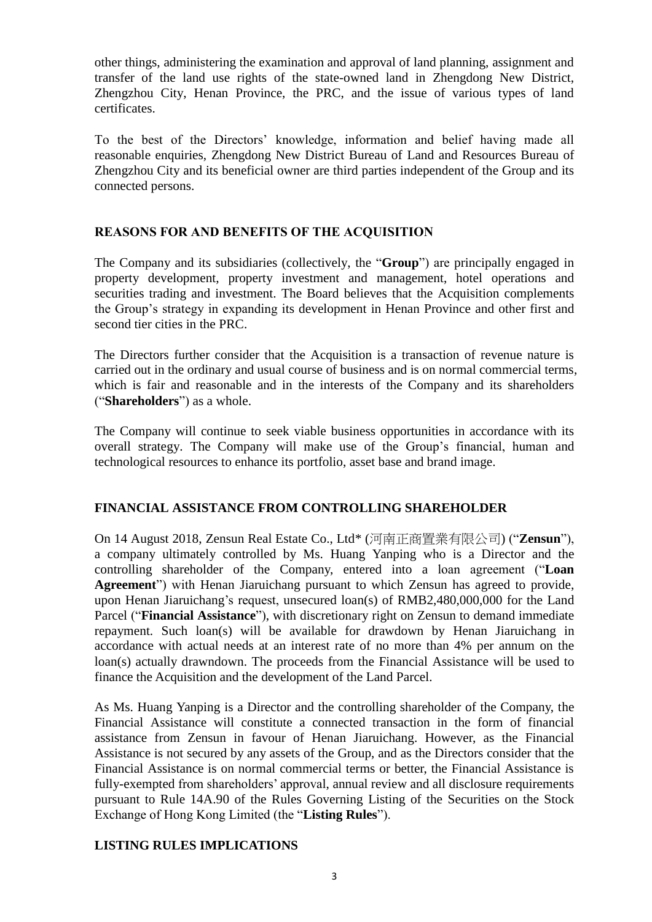other things, administering the examination and approval of land planning, assignment and transfer of the land use rights of the state-owned land in Zhengdong New District, Zhengzhou City, Henan Province, the PRC, and the issue of various types of land certificates.

To the best of the Directors' knowledge, information and belief having made all reasonable enquiries, Zhengdong New District Bureau of Land and Resources Bureau of Zhengzhou City and its beneficial owner are third parties independent of the Group and its connected persons.

## REASONS FOR AND BENEFITS OF THE ACQUISITION

The Company and its subsidiaries (collectively, the "**Group**") are principally engaged in property development, property investment and management, hotel operations and securities trading and investment. The Board believes that the Acquisition complements the Group's strategy in expanding its development in Henan Province and other first and second tier cities in the PRC.

The Directors further consider that the Acquisition is a transaction of revenue nature is carried out in the ordinary and usual course of business and is on normal commercial terms, which is fair and reasonable and in the interests of the Company and its shareholders ("**Shareholders**") as a whole.

The Company will continue to seek viable business opportunities in accordance with its overall strategy. The Company will make use of the Group's financial, human and technological resources to enhance its portfolio, asset base and brand image.

## FINANCIAL ASSISTANCE FROM CONTROLLING SHAREHOLDER

On 14 August 2018, Zensun Real Estate Co., Ltd* (河南正商置業有限公司) ("**Zensun**"), a company ultimately controlled by Ms. Huang Yanping who is a Director and the controlling shareholder of the Company, entered into a loan agreement ("**Loan Agreement**") with Henan Jiaruichang pursuant to which Zensun has agreed to provide, upon Henan Jiaruichang's request, unsecured loan(s) of RMB2,480,000,000 for the Land Parcel ("**Financial Assistance**"), with discretionary right on Zensun to demand immediate repayment. Such loan(s) will be available for drawdown by Henan Jiaruichang in accordance with actual needs at an interest rate of no more than 4% per annum on the loan(s) actually drawndown. The proceeds from the Financial Assistance will be used to finance the Acquisition and the development of the Land Parcel.

As Ms. Huang Yanping is a Director and the controlling shareholder of the Company, the Financial Assistance will constitute a connected transaction in the form of financial assistance from Zensun in favour of Henan Jiaruichang. However, as the Financial Assistance is not secured by any assets of the Group, and as the Directors consider that the Financial Assistance is on normal commercial terms or better, the Financial Assistance is fully-exempted from shareholders' approval, annual review and all disclosure requirements pursuant to Rule 14A.90 of the Rules Governing Listing of the Securities on the Stock Exchange of Hong Kong Limited (the "**Listing Rules**").

## LISTING RULES IMPLICATIONS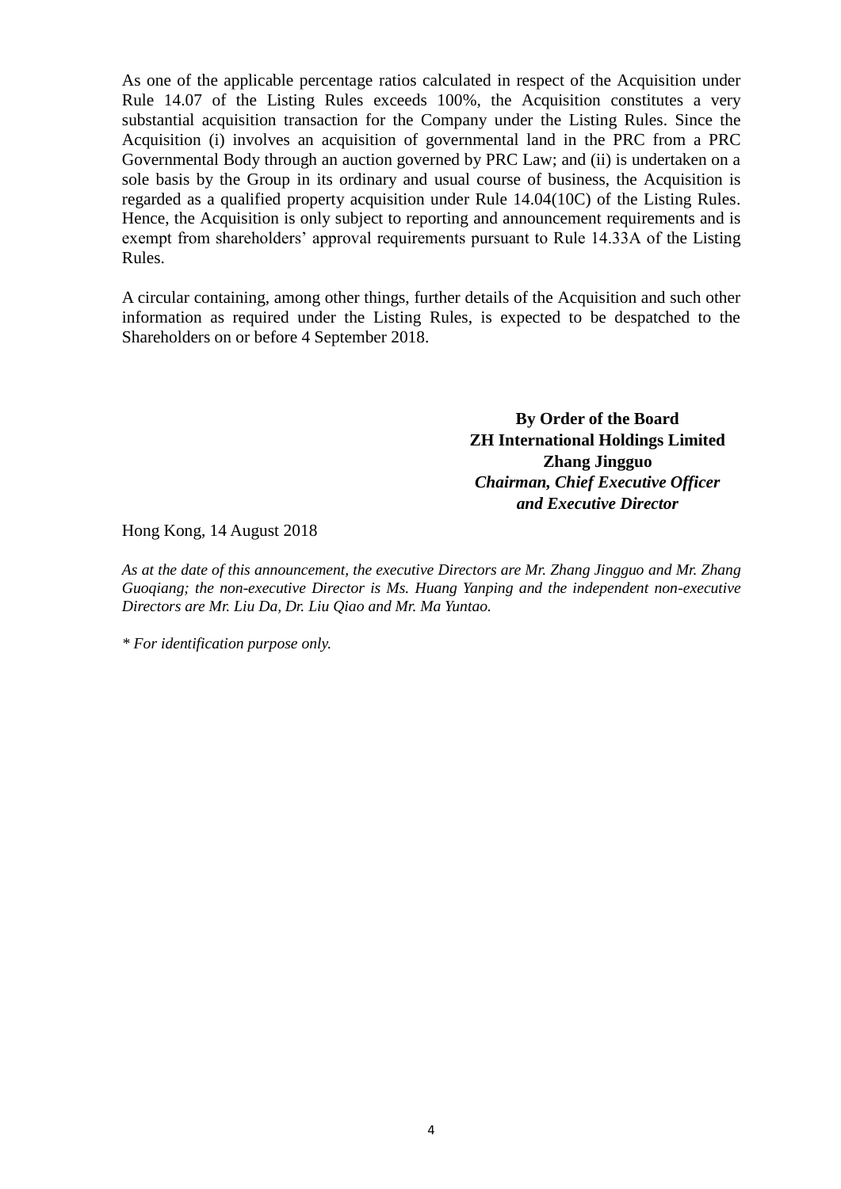As one of the applicable percentage ratios calculated in respect of the Acquisition under Rule 14.07 of the Listing Rules exceeds 100%, the Acquisition constitutes a very substantial acquisition transaction for the Company under the Listing Rules. Since the Acquisition (i) involves an acquisition of governmental land in the PRC from a PRC Governmental Body through an auction governed by PRC Law; and (ii) is undertaken on a sole basis by the Group in its ordinary and usual course of business, the Acquisition is regarded as a qualified property acquisition under Rule 14.04(10C) of the Listing Rules. Hence, the Acquisition is only subject to reporting and announcement requirements and is exempt from shareholders' approval requirements pursuant to Rule 14.33A of the Listing Rules.

A circular containing, among other things, further details of the Acquisition and such other information as required under the Listing Rules, is expected to be despatched to the Shareholders on or before 4 September 2018.

**By Order of the Board**
**ZH International Holdings Limited**
**Zhang Jingguo**
***Chairman, Chief Executive Officer and Executive Director***

Hong Kong, 14 August 2018

*As at the date of this announcement, the executive Directors are Mr. Zhang Jingguo and Mr. Zhang Guoqiang; the non-executive Director is Ms. Huang Yanping and the independent non-executive Directors are Mr. Liu Da, Dr. Liu Qiao and Mr. Ma Yuntao.*

*\* For identification purpose only.*